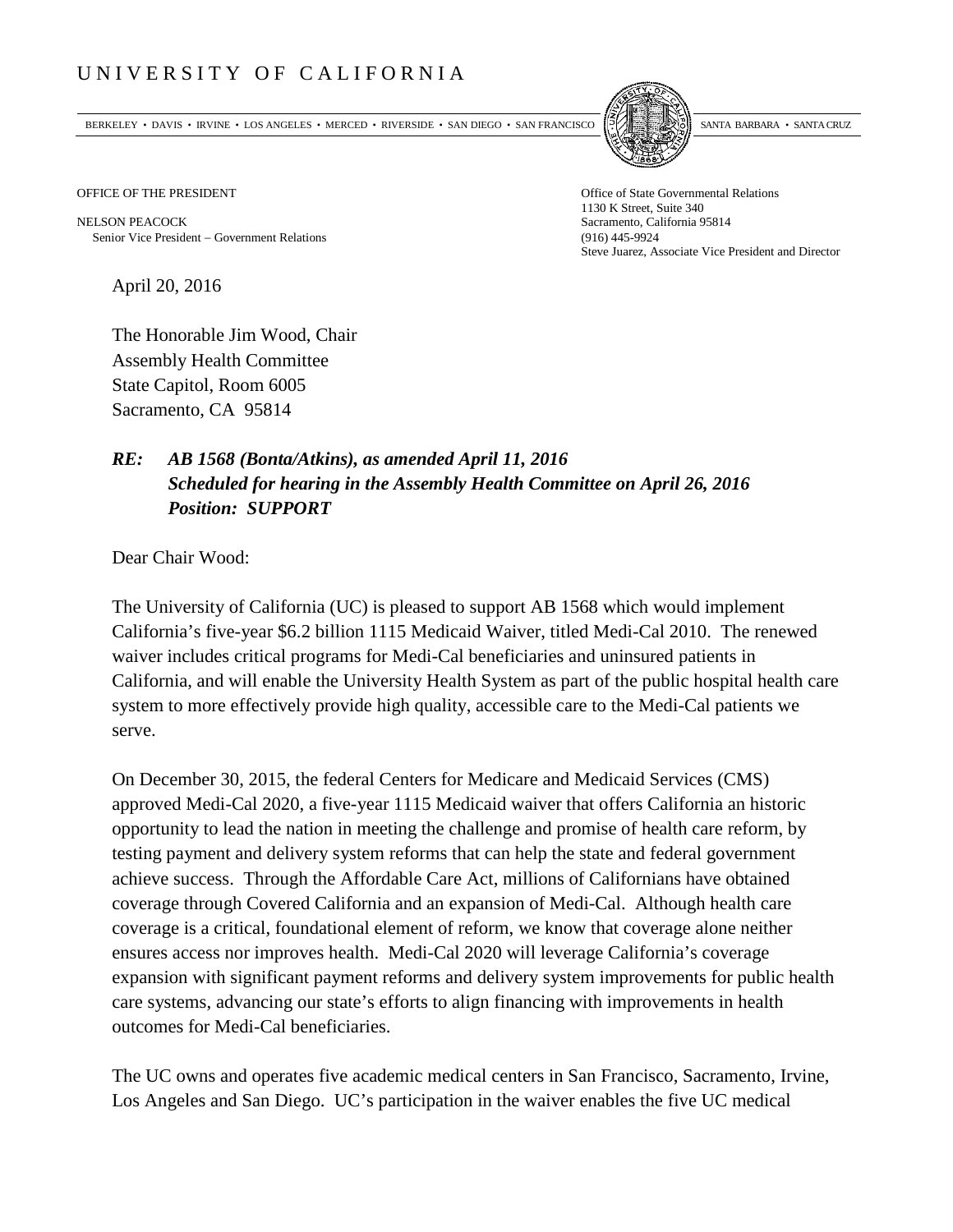# UNIVERSITY OF CALIFORNIA

BERKELEY • DAVIS • IRVINE • LOS ANGELES • MERCED • RIVERSIDE • SAN DIEGO • SAN FRANCISCO SANTA BARBARA • SANTA CRUZ

OFFICE OF THE PRESIDENT

NELSON PEACOCK
Senior Vice President – Government Relations

Office of State Governmental Relations
1130 K Street, Suite 340
Sacramento, California 95814
(916) 445-9924
Steve Juarez, Associate Vice President and Director

April 20, 2016

The Honorable Jim Wood, Chair
Assembly Health Committee
State Capitol, Room 6005
Sacramento, CA 95814

***RE: AB 1568 (Bonta/Atkins), as amended April 11, 2016***
***Scheduled for hearing in the Assembly Health Committee on April 26, 2016***
***Position: SUPPORT***

Dear Chair Wood:

The University of California (UC) is pleased to support AB 1568 which would implement California's five-year $6.2 billion 1115 Medicaid Waiver, titled Medi-Cal 2010. The renewed waiver includes critical programs for Medi-Cal beneficiaries and uninsured patients in California, and will enable the University Health System as part of the public hospital health care system to more effectively provide high quality, accessible care to the Medi-Cal patients we serve.

On December 30, 2015, the federal Centers for Medicare and Medicaid Services (CMS) approved Medi-Cal 2020, a five-year 1115 Medicaid waiver that offers California an historic opportunity to lead the nation in meeting the challenge and promise of health care reform, by testing payment and delivery system reforms that can help the state and federal government achieve success. Through the Affordable Care Act, millions of Californians have obtained coverage through Covered California and an expansion of Medi-Cal. Although health care coverage is a critical, foundational element of reform, we know that coverage alone neither ensures access nor improves health. Medi-Cal 2020 will leverage California's coverage expansion with significant payment reforms and delivery system improvements for public health care systems, advancing our state's efforts to align financing with improvements in health outcomes for Medi-Cal beneficiaries.

The UC owns and operates five academic medical centers in San Francisco, Sacramento, Irvine, Los Angeles and San Diego. UC's participation in the waiver enables the five UC medical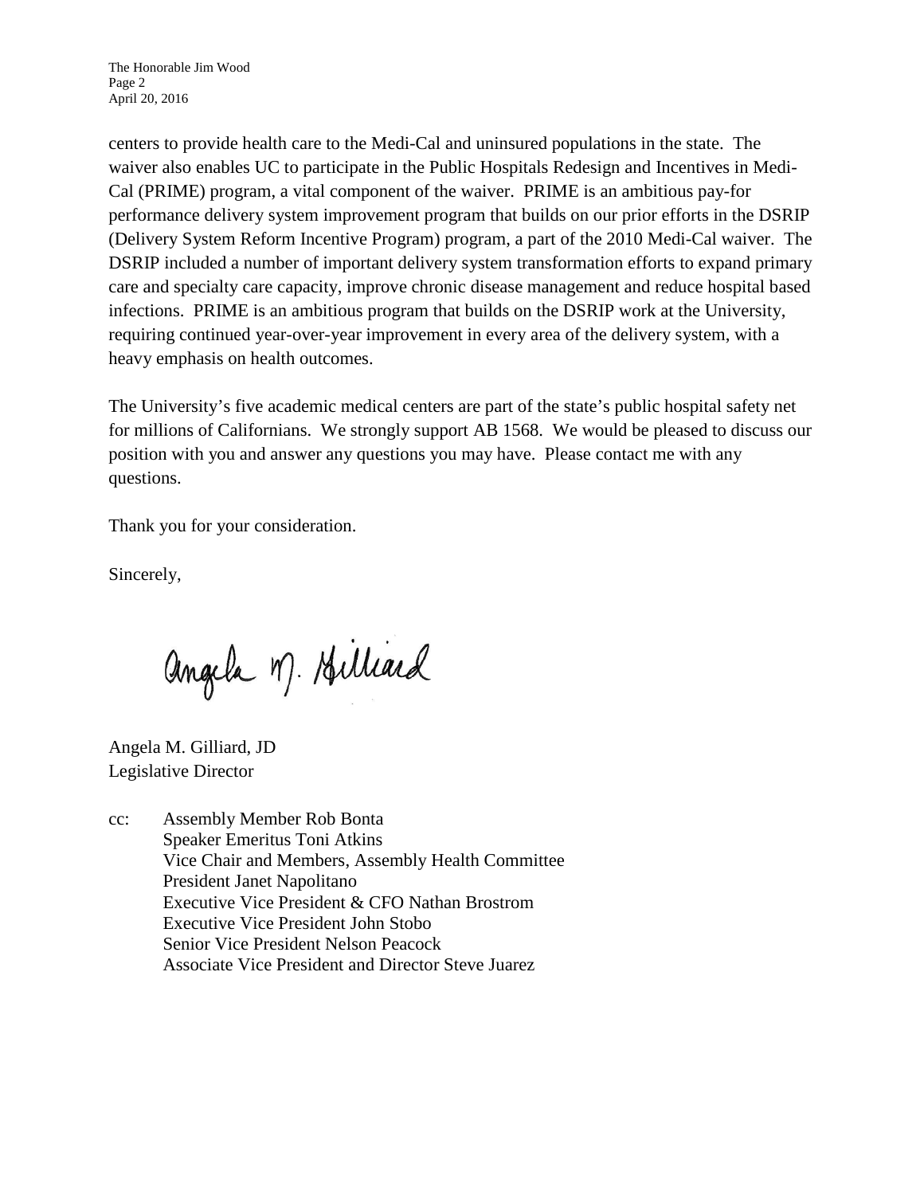centers to provide health care to the Medi-Cal and uninsured populations in the state. The waiver also enables UC to participate in the Public Hospitals Redesign and Incentives in Medi-Cal (PRIME) program, a vital component of the waiver. PRIME is an ambitious pay-for performance delivery system improvement program that builds on our prior efforts in the DSRIP (Delivery System Reform Incentive Program) program, a part of the 2010 Medi-Cal waiver. The DSRIP included a number of important delivery system transformation efforts to expand primary care and specialty care capacity, improve chronic disease management and reduce hospital based infections. PRIME is an ambitious program that builds on the DSRIP work at the University, requiring continued year-over-year improvement in every area of the delivery system, with a heavy emphasis on health outcomes.

The University's five academic medical centers are part of the state's public hospital safety net for millions of Californians. We strongly support AB 1568. We would be pleased to discuss our position with you and answer any questions you may have. Please contact me with any questions.

Thank you for your consideration.

Sincerely,

Angela M. Gilliard

Angela M. Gilliard, JD
Legislative Director

cc: Assembly Member Rob Bonta
Speaker Emeritus Toni Atkins
Vice Chair and Members, Assembly Health Committee
President Janet Napolitano
Executive Vice President & CFO Nathan Brostrom
Executive Vice President John Stobo
Senior Vice President Nelson Peacock
Associate Vice President and Director Steve Juarez